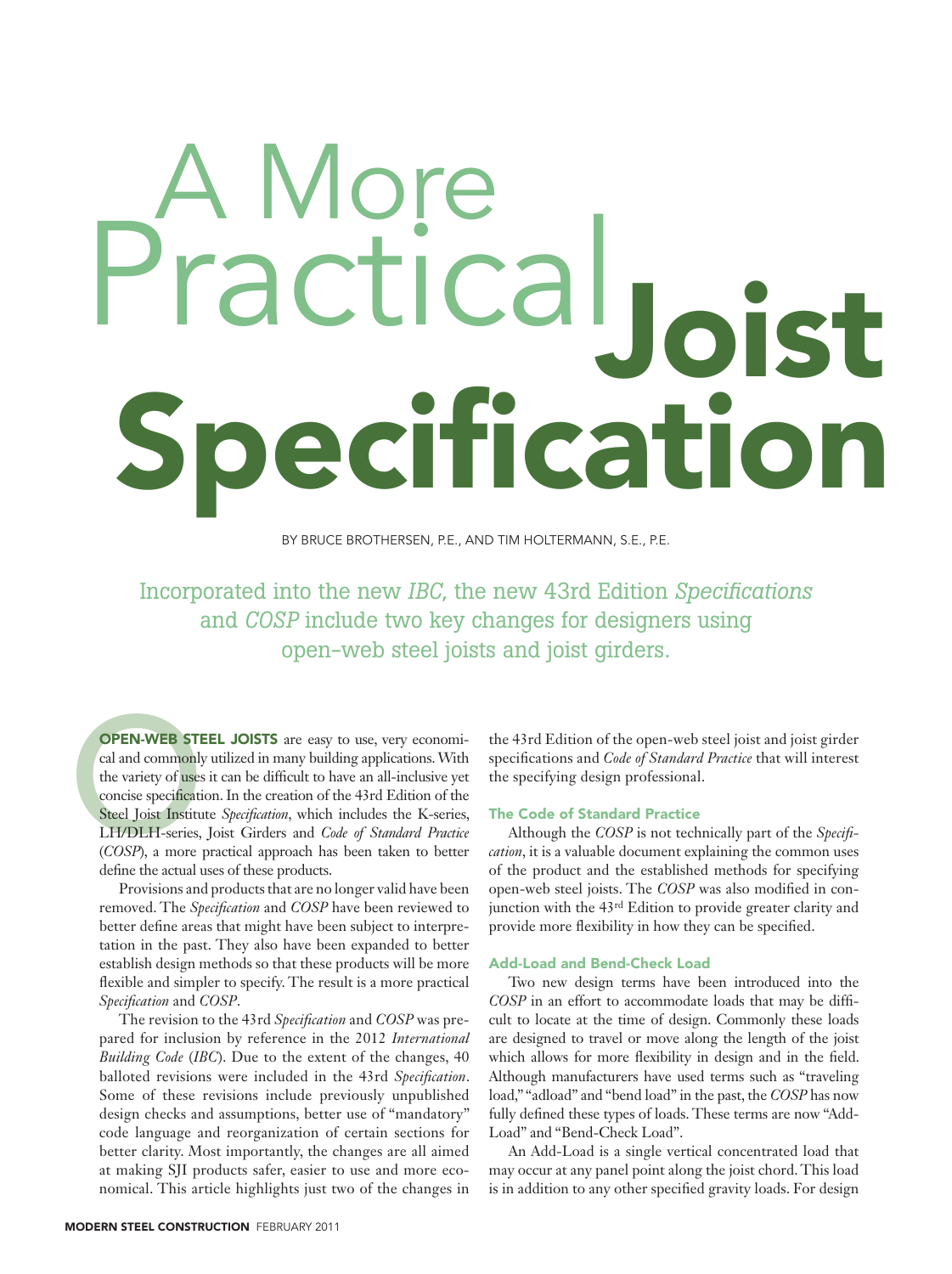# A More Practical Joist Specification

BY BRUCE BROTHERSEN, P.E., AND TIM HOLTERMANN, S.E., P.E.

Incorporated into the new *IBC*, the new 43rd Edition *Specifications* and *COSP* include two key changes for designers using open-web steel joists and joist girders.

**OPEN-WEB STEEL JOISTS** are easy to use, very economical and commonly utilized in many building applications. With the variety of uses it can be difficult to have an all-inclusive yet concise specification. In the creation of the 43rd Edition of the Steel Joist Institute *Specification*, which includes the K-series, LH/DLH-series, Joist Girders and *Code of Standard Practice* (*COSP*), a more practical approach has been taken to better define the actual uses of these products.

Provisions and products that are no longer valid have been removed. The *Specification* and *COSP* have been reviewed to better define areas that might have been subject to interpretation in the past. They also have been expanded to better establish design methods so that these products will be more flexible and simpler to specify. The result is a more practical *Specification* and *COSP*.

The revision to the 43rd *Specification* and *COSP* was prepared for inclusion by reference in the 2012 *International Building Code* (*IBC*). Due to the extent of the changes, 40 balloted revisions were included in the 43rd *Specification*. Some of these revisions include previously unpublished design checks and assumptions, better use of "mandatory" code language and reorganization of certain sections for better clarity. Most importantly, the changes are all aimed at making SJI products safer, easier to use and more economical. This article highlights just two of the changes in the 43rd Edition of the open-web steel joist and joist girder specifications and *Code of Standard Practice* that will interest the specifying design professional.

### The Code of Standard Practice

Although the *COSP* is not technically part of the *Specification*, it is a valuable document explaining the common uses of the product and the established methods for specifying open-web steel joists. The *COSP* was also modified in conjunction with the 43rd Edition to provide greater clarity and provide more flexibility in how they can be specified.

### Add-Load and Bend-Check Load

Two new design terms have been introduced into the *COSP* in an effort to accommodate loads that may be difficult to locate at the time of design. Commonly these loads are designed to travel or move along the length of the joist which allows for more flexibility in design and in the field. Although manufacturers have used terms such as "traveling load," "adload" and "bend load" in the past, the *COSP* has now fully defined these types of loads. These terms are now "Add-Load" and "Bend-Check Load".

An Add-Load is a single vertical concentrated load that may occur at any panel point along the joist chord. This load is in addition to any other specified gravity loads. For design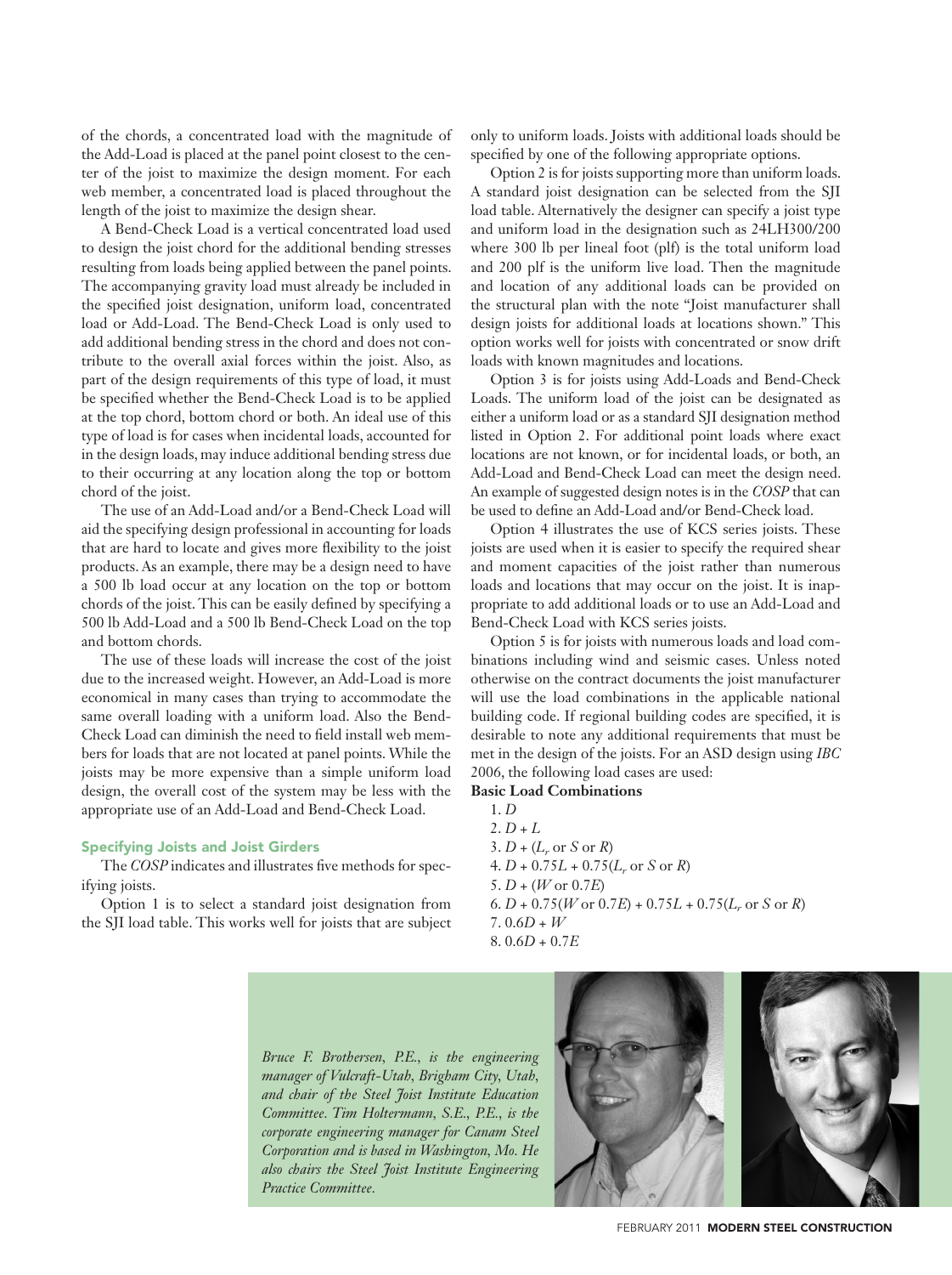of the chords, a concentrated load with the magnitude of the Add-Load is placed at the panel point closest to the center of the joist to maximize the design moment. For each web member, a concentrated load is placed throughout the length of the joist to maximize the design shear.

A Bend-Check Load is a vertical concentrated load used to design the joist chord for the additional bending stresses resulting from loads being applied between the panel points. The accompanying gravity load must already be included in the specified joist designation, uniform load, concentrated load or Add-Load. The Bend-Check Load is only used to add additional bending stress in the chord and does not contribute to the overall axial forces within the joist. Also, as part of the design requirements of this type of load, it must be specified whether the Bend-Check Load is to be applied at the top chord, bottom chord or both. An ideal use of this type of load is for cases when incidental loads, accounted for in the design loads, may induce additional bending stress due to their occurring at any location along the top or bottom chord of the joist.

The use of an Add-Load and/or a Bend-Check Load will aid the specifying design professional in accounting for loads that are hard to locate and gives more flexibility to the joist products. As an example, there may be a design need to have a 500 lb load occur at any location on the top or bottom chords of the joist. This can be easily defined by specifying a 500 lb Add-Load and a 500 lb Bend-Check Load on the top and bottom chords.

The use of these loads will increase the cost of the joist due to the increased weight. However, an Add-Load is more economical in many cases than trying to accommodate the same overall loading with a uniform load. Also the Bend-Check Load can diminish the need to field install web members for loads that are not located at panel points. While the joists may be more expensive than a simple uniform load design, the overall cost of the system may be less with the appropriate use of an Add-Load and Bend-Check Load.

## Specifying Joists and Joist Girders

The *COSP* indicates and illustrates five methods for specifying joists.

Option 1 is to select a standard joist designation from the SJI load table. This works well for joists that are subject only to uniform loads. Joists with additional loads should be specified by one of the following appropriate options.

Option 2 is for joists supporting more than uniform loads. A standard joist designation can be selected from the SJI load table. Alternatively the designer can specify a joist type and uniform load in the designation such as 24LH300/200 where 300 lb per lineal foot (plf) is the total uniform load and 200 plf is the uniform live load. Then the magnitude and location of any additional loads can be provided on the structural plan with the note "Joist manufacturer shall design joists for additional loads at locations shown." This option works well for joists with concentrated or snow drift loads with known magnitudes and locations.

Option 3 is for joists using Add-Loads and Bend-Check Loads. The uniform load of the joist can be designated as either a uniform load or as a standard SJI designation method listed in Option 2. For additional point loads where exact locations are not known, or for incidental loads, or both, an Add-Load and Bend-Check Load can meet the design need. An example of suggested design notes is in the *COSP* that can be used to define an Add-Load and/or Bend-Check load.

Option 4 illustrates the use of KCS series joists. These joists are used when it is easier to specify the required shear and moment capacities of the joist rather than numerous loads and locations that may occur on the joist. It is inappropriate to add additional loads or to use an Add-Load and Bend-Check Load with KCS series joists.

Option 5 is for joists with numerous loads and load combinations including wind and seismic cases. Unless noted otherwise on the contract documents the joist manufacturer will use the load combinations in the applicable national building code. If regional building codes are specified, it is desirable to note any additional requirements that must be met in the design of the joists. For an ASD design using *IBC* 2006, the following load cases are used:

**Basic Load Combinations**

1. $D$
2. $D + L$
3. $D + (L_r \text{ or } S \text{ or } R)$
4. $D + 0.75L + 0.75(L_r \text{ or } S \text{ or } R)$
5. $D + (W \text{ or } 0.7E)$
6. $D + 0.75(W \text{ or } 0.7E) + 0.75L + 0.75(L_r \text{ or } S \text{ or } R)$
7. $0.6D + W$
8. $0.6D + 0.7E$

*Bruce F. Brothersen, P.E., is the engineering manager of Vulcraft-Utah, Brigham City, Utah, and chair of the Steel Joist Institute Education Committee. Tim Holtermann, S.E., P.E., is the corporate engineering manager for Canam Steel Corporation and is based in Washington, Mo. He also chairs the Steel Joist Institute Engineering Practice Committee.*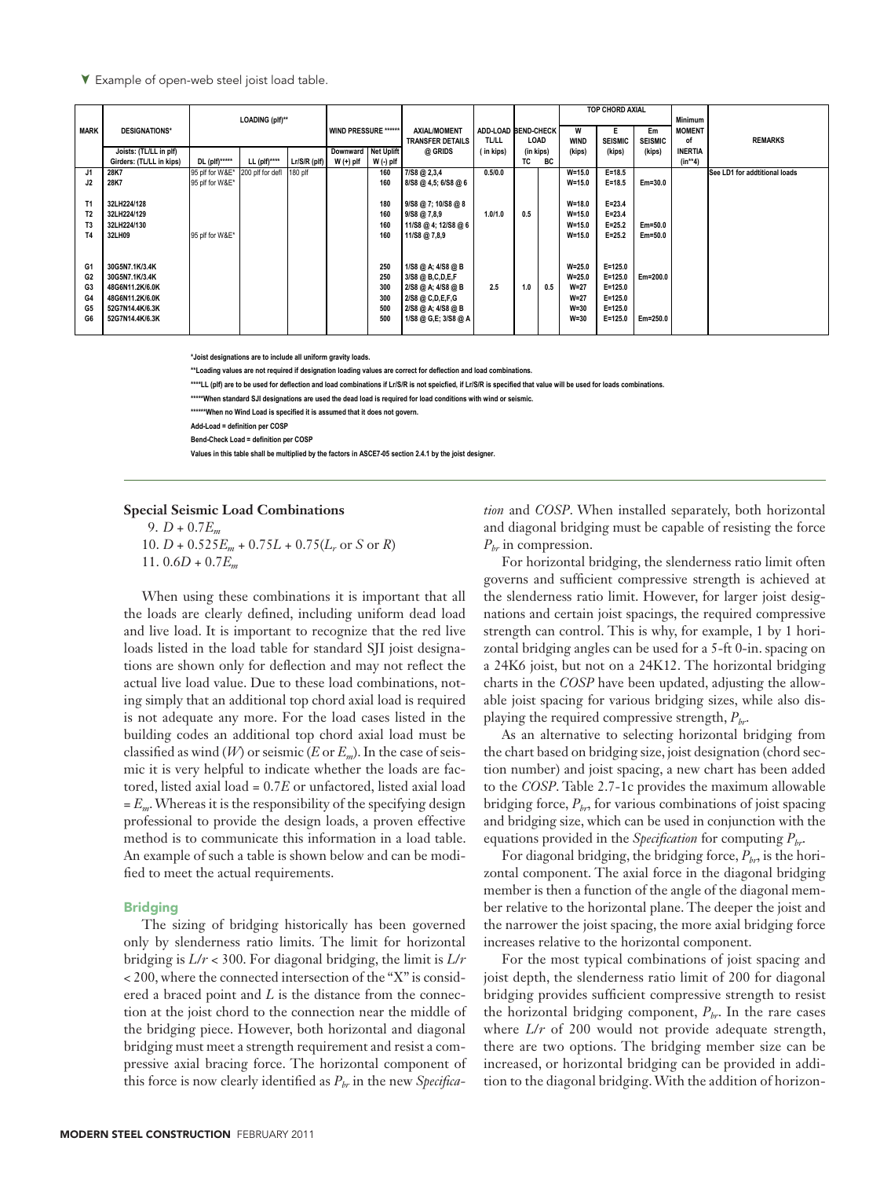▼ Example of open-web steel joist load table.

| MARK | DESIGNATIONS* | LOADING (plf)** | | | WIND PRESSURE ****** | | AXIAL/MOMENT TRANSFER DETAILS | ADD-LOAD TL/LL | BEND-CHECK LOAD | | TOP CHORD AXIAL | | | Minimum MOMENT of INERTIA | REMARKS |
|---|---|---|---|---|---|---|---|---|---|---|---|---|---|---|---|
| | Joists: (TL/LL in plf) Girders: (TL/LL in kips) | DL (plf)***** | LL (plf)**** | Lr/S/R (plf) | Downward W (+) plf | Net Uplift W (-) plf | @ GRIDS | ( in kips) | (in kips) | | W WIND (kips) | E SEISMIC (kips) | Em SEISMIC (kips) | (in**4) | |
| | | | | | | | | | TC | BC | | | | | |
| J1 | 28K7 | 95 plf for W&E* | 200 plf for defl | 180 plf | | 160 | 7/S8 @ 2,3,4 | 0.5/0.0 | | | W=15.0 | E=18.5 | | | See LD1 for addtitional loads |
| J2 | 28K7 | 95 plf for W&E* | | | | 160 | 8/S8 @ 4,5; 6/S8 @ 6 | | | | W=15.0 | E=18.5 | Em=30.0 | | |
| T1 | 32LH224/128 | | | | | 180 | 9/S8 @ 7; 10/S8 @ 8 | | | | W=18.0 | E=23.4 | | | |
| T2 | 32LH224/129 | | | | | 160 | 9/S8 @ 7,8,9 | 1.0/1.0 | 0.5 | | W=15.0 | E=23.4 | | | |
| T3 | 32LH224/130 | | | | | 160 | 11/S8 @ 4; 12/S8 @ 6 | | | | W=15.0 | E=25.2 | Em=50.0 | | |
| T4 | 32LH09 | 95 plf for W&E* | | | | 160 | 11/S8 @ 7,8,9 | | | | W=15.0 | E=25.2 | Em=50.0 | | |
| G1 | 30G5N7.1K/3.4K | | | | | 250 | 1/S8 @ A; 4/S8 @ B | | | | W=25.0 | E=125.0 | | | |
| G2 | 30G5N7.1K/3.4K | | | | | 250 | 3/S8 @ B,C,D,E,F | | | | W=25.0 | E=125.0 | Em=200.0 | | |
| G3 | 48G6N11.2K/6.0K | | | | | 300 | 2/S8 @ A; 4/S8 @ B | 2.5 | 1.0 | 0.5 | W=27 | E=125.0 | | | |
| G4 | 48G6N11.2K/6.0K | | | | | 300 | 2/S8 @ C,D,E,F,G | | | | W=27 | E=125.0 | | | |
| G5 | 52G7N14.4K/6.3K | | | | | 500 | 2/S8 @ A; 4/S8 @ B | | | | W=30 | E=125.0 | | | |
| G6 | 52G7N14.4K/6.3K | | | | | 500 | 1/S8 @ G,E; 3/S8 @ A | | | | W=30 | E=125.0 | Em=250.0 | | |

*Joist designations are to include all uniform gravity loads.

**Loading values are not required if designation loading values are correct for deflection and load combinations.

****LL (plf) are to be used for deflection and load combinations if Lr/S/R is not speicfied, if Lr/S/R is specified that value will be used for loads combinations.

*****When standard SJI designations are used the dead load is required for load conditions with wind or seismic.

******When no Wind Load is specified it is assumed that it does not govern.

Add-Load = definition per COSP

Bend-Check Load = definition per COSP

Values in this table shall be multiplied by the factors in ASCE7-05 section 2.4.1 by the joist designer.

### Special Seismic Load Combinations

9. $D + 0.7E_m$
10. $D + 0.525E_m + 0.75L + 0.75(L_r \text{ or } S \text{ or } R)$
11. $0.6D + 0.7E_m$

When using these combinations it is important that all the loads are clearly defined, including uniform dead load and live load. It is important to recognize that the red live loads listed in the load table for standard SJI joist designations are shown only for deflection and may not reflect the actual live load value. Due to these load combinations, noting simply that an additional top chord axial load is required is not adequate any more. For the load cases listed in the building codes an additional top chord axial load must be classified as wind ($W$) or seismic ($E$ or $E_m$). In the case of seismic it is very helpful to indicate whether the loads are factored, listed axial load = $0.7E$ or unfactored, listed axial load = $E_m$. Whereas it is the responsibility of the specifying design professional to provide the design loads, a proven effective method is to communicate this information in a load table. An example of such a table is shown below and can be modified to meet the actual requirements.

### Bridging

The sizing of bridging historically has been governed only by slenderness ratio limits. The limit for horizontal bridging is $L/r < 300$. For diagonal bridging, the limit is $L/r < 200$, where the connected intersection of the "X" is considered a braced point and $L$ is the distance from the connection at the joist chord to the connection near the middle of the bridging piece. However, both horizontal and diagonal bridging must meet a strength requirement and resist a compressive axial bracing force. The horizontal component of this force is now clearly identified as $P_{br}$ in the new *Specification* and *COSP*. When installed separately, both horizontal and diagonal bridging must be capable of resisting the force $P_{br}$ in compression.

For horizontal bridging, the slenderness ratio limit often governs and sufficient compressive strength is achieved at the slenderness ratio limit. However, for larger joist designations and certain joist spacings, the required compressive strength can control. This is why, for example, 1 by 1 horizontal bridging angles can be used for a 5-ft 0-in. spacing on a 24K6 joist, but not on a 24K12. The horizontal bridging charts in the *COSP* have been updated, adjusting the allowable joist spacing for various bridging sizes, while also displaying the required compressive strength, $P_{br}$.

As an alternative to selecting horizontal bridging from the chart based on bridging size, joist designation (chord section number) and joist spacing, a new chart has been added to the *COSP*. Table 2.7-1c provides the maximum allowable bridging force, $P_{br}$, for various combinations of joist spacing and bridging size, which can be used in conjunction with the equations provided in the *Specification* for computing $P_{br}$.

For diagonal bridging, the bridging force, $P_{br}$, is the horizontal component. The axial force in the diagonal bridging member is then a function of the angle of the diagonal member relative to the horizontal plane. The deeper the joist and the narrower the joist spacing, the more axial bridging force increases relative to the horizontal component.

For the most typical combinations of joist spacing and joist depth, the slenderness ratio limit of 200 for diagonal bridging provides sufficient compressive strength to resist the horizontal bridging component, $P_{br}$. In the rare cases where $L/r$ of 200 would not provide adequate strength, there are two options. The bridging member size can be increased, or horizontal bridging can be provided in addition to the diagonal bridging. With the addition of horizon-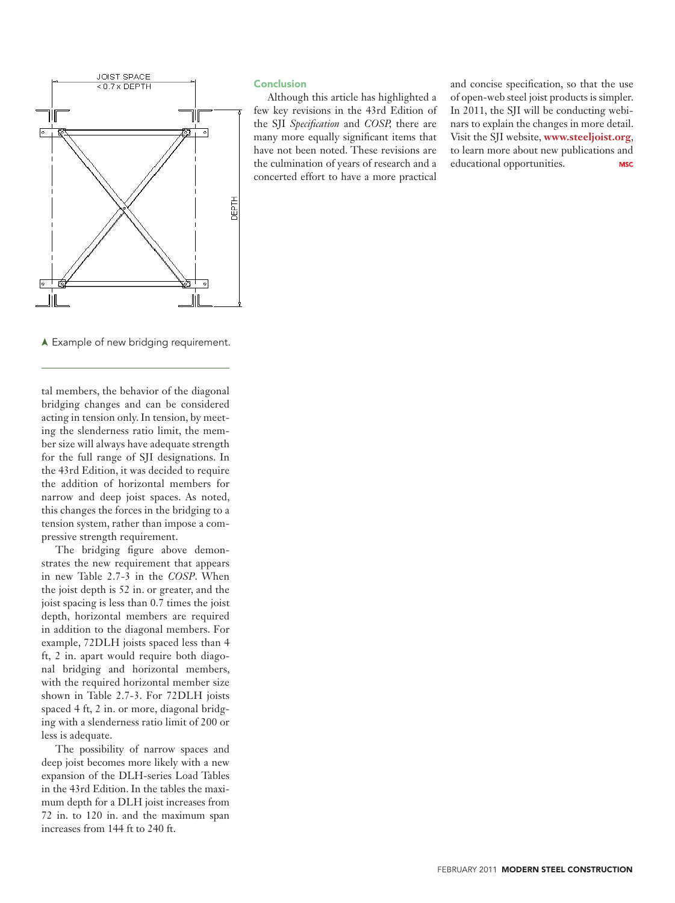JOIST SPACE
< 0.7 x DEPTH

DEPTH

▲ Example of new bridging requirement.

tal members, the behavior of the diagonal bridging changes and can be considered acting in tension only. In tension, by meeting the slenderness ratio limit, the member size will always have adequate strength for the full range of SJI designations. In the 43rd Edition, it was decided to require the addition of horizontal members for narrow and deep joist spaces. As noted, this changes the forces in the bridging to a tension system, rather than impose a compressive strength requirement.

The bridging figure above demonstrates the new requirement that appears in new Table 2.7-3 in the *COSP*. When the joist depth is 52 in. or greater, and the joist spacing is less than 0.7 times the joist depth, horizontal members are required in addition to the diagonal members. For example, 72DLH joists spaced less than 4 ft, 2 in. apart would require both diagonal bridging and horizontal members, with the required horizontal member size shown in Table 2.7-3. For 72DLH joists spaced 4 ft, 2 in. or more, diagonal bridging with a slenderness ratio limit of 200 or less is adequate.

The possibility of narrow spaces and deep joist becomes more likely with a new expansion of the DLH-series Load Tables in the 43rd Edition. In the tables the maximum depth for a DLH joist increases from 72 in. to 120 in. and the maximum span increases from 144 ft to 240 ft.

## Conclusion

Although this article has highlighted a few key revisions in the 43rd Edition of the SJI *Specification* and *COSP*, there are many more equally significant items that have not been noted. These revisions are the culmination of years of research and a concerted effort to have a more practical and concise specification, so that the use of open-web steel joist products is simpler. In 2011, the SJI will be conducting webinars to explain the changes in more detail. Visit the SJI website, **www.steeljoist.org**, to learn more about new publications and educational opportunities. MSC